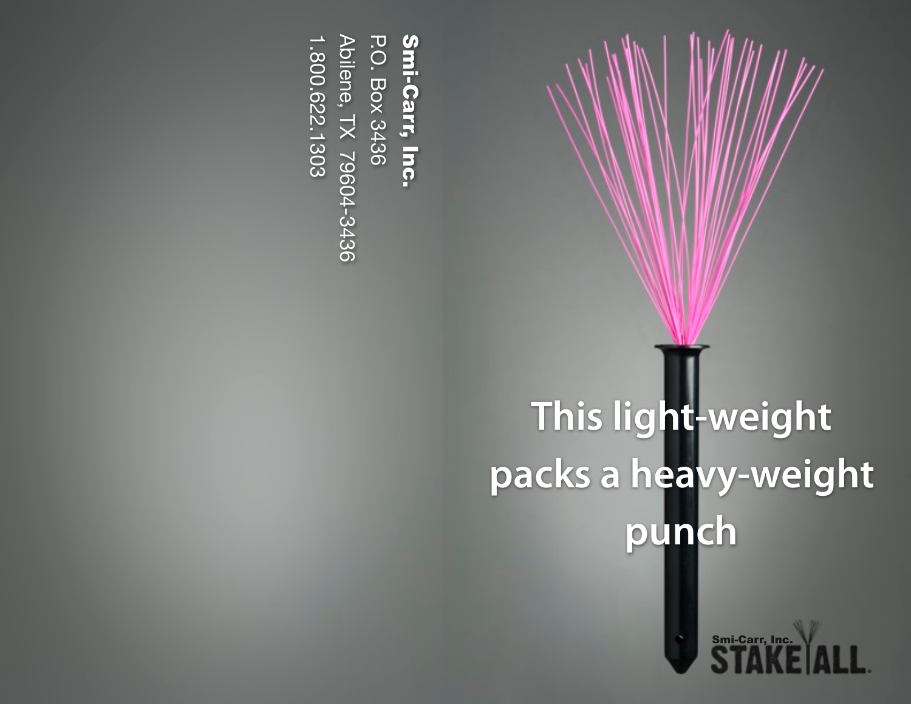**Smi-Carr, Inc.**
P.O. Box 3436
Abilene, TX 79604-3436
1.800.622.1303

# This light-weight packs a heavy-weight punch

Smi-Carr, Inc.
STAKE ALL®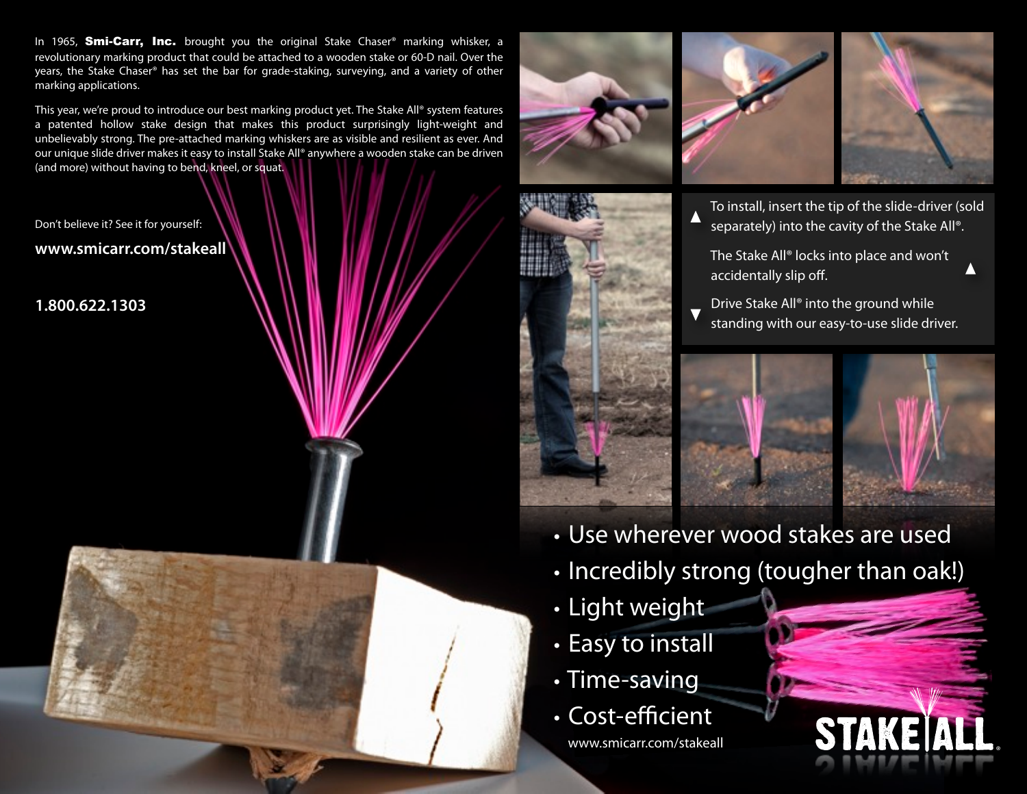In 1965, **Smi-Carr, Inc.** brought you the original Stake Chaser® marking whisker, a revolutionary marking product that could be attached to a wooden stake or 60-D nail. Over the years, the Stake Chaser® has set the bar for grade-staking, surveying, and a variety of other marking applications.

This year, we're proud to introduce our best marking product yet. The Stake All® system features a patented hollow stake design that makes this product surprisingly light-weight and unbelievably strong. The pre-attached marking whiskers are as visible and resilient as ever. And our unique slide driver makes it easy to install Stake All® anywhere a wooden stake can be driven (and more) without having to bend, kneel, or squat.

Don't believe it? See it for yourself:

**www.smicarr.com/stakeall**

**1.800.622.1303**

▲ To install, insert the tip of the slide-driver (sold separately) into the cavity of the Stake All®.

The Stake All® locks into place and won't accidentally slip off. ▲

▼ Drive Stake All® into the ground while standing with our easy-to-use slide driver.

- Use wherever wood stakes are used
- Incredibly strong (tougher than oak!)
- Light weight
- Easy to install
- Time-saving
- Cost-efficient

www.smicarr.com/stakeall

STAKE ALL®